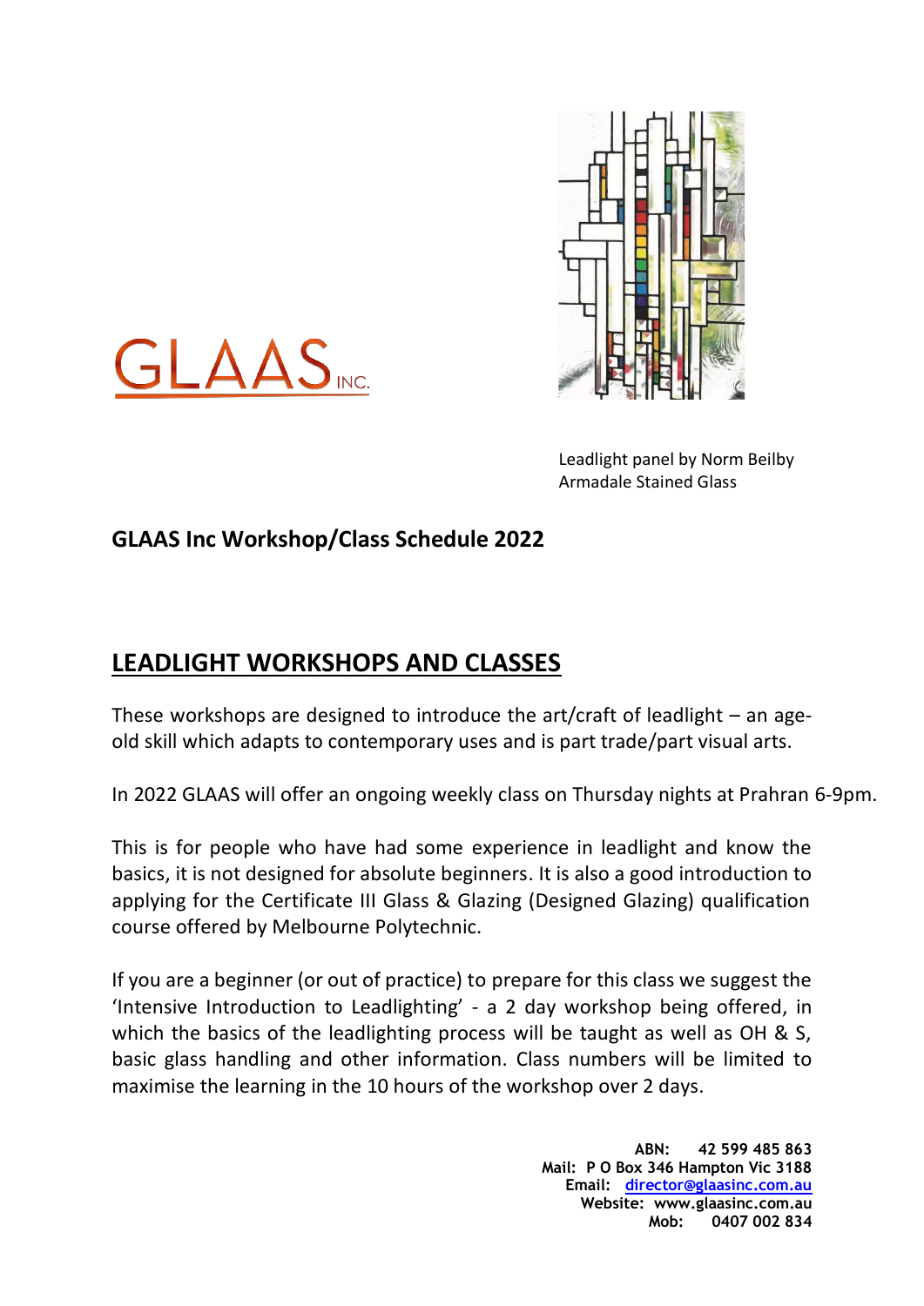GLAAS INC.

Leadlight panel by Norm Beilby
Armadale Stained Glass

**GLAAS Inc Workshop/Class Schedule 2022**

## LEADLIGHT WORKSHOPS AND CLASSES

These workshops are designed to introduce the art/craft of leadlight – an age-old skill which adapts to contemporary uses and is part trade/part visual arts.

In 2022 GLAAS will offer an ongoing weekly class on Thursday nights at Prahran 6-9pm.

This is for people who have had some experience in leadlight and know the basics, it is not designed for absolute beginners. It is also a good introduction to applying for the Certificate III Glass & Glazing (Designed Glazing) qualification course offered by Melbourne Polytechnic.

If you are a beginner (or out of practice) to prepare for this class we suggest the 'Intensive Introduction to Leadlighting' - a 2 day workshop being offered, in which the basics of the leadlighting process will be taught as well as OH & S, basic glass handling and other information. Class numbers will be limited to maximise the learning in the 10 hours of the workshop over 2 days.

**ABN: 42 599 485 863**
**Mail: P O Box 346 Hampton Vic 3188**
**Email: director@glaasinc.com.au**
**Website: www.glaasinc.com.au**
**Mob: 0407 002 834**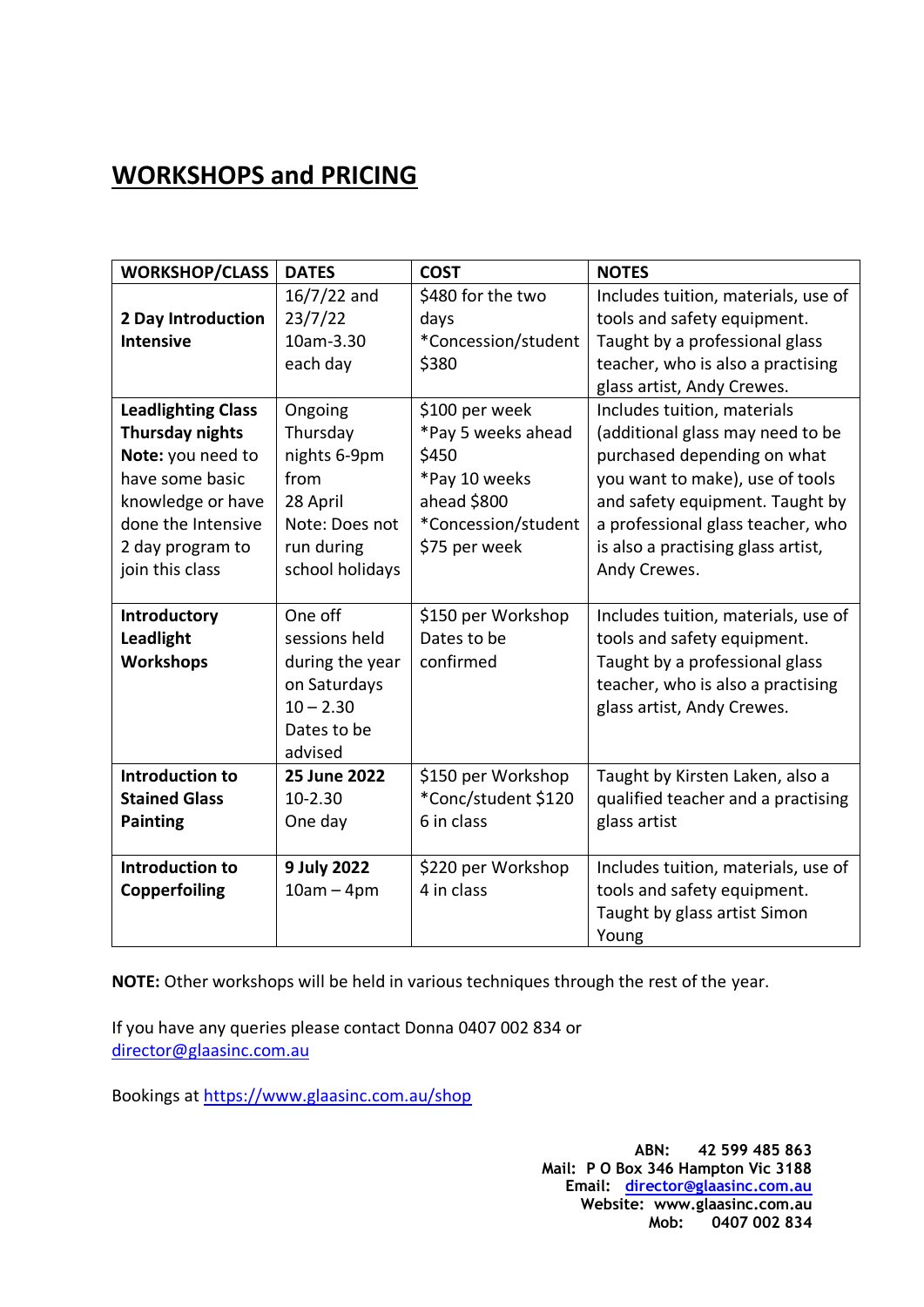# WORKSHOPS and PRICING

| WORKSHOP/CLASS | DATES | COST | NOTES |
|---|---|---|---|
| **2 Day Introduction Intensive** | 16/7/22 and 23/7/22 10am-3.30 each day | $480 for the two days *Concession/student $380 | Includes tuition, materials, use of tools and safety equipment. Taught by a professional glass teacher, who is also a practising glass artist, Andy Crewes. |
| **Leadlighting Class Thursday nights** **Note:** you need to have some basic knowledge or have done the Intensive 2 day program to join this class | Ongoing Thursday nights 6-9pm from 28 April Note: Does not run during school holidays | $100 per week *Pay 5 weeks ahead $450 *Pay 10 weeks ahead $800 *Concession/student $75 per week | Includes tuition, materials (additional glass may need to be purchased depending on what you want to make), use of tools and safety equipment. Taught by a professional glass teacher, who is also a practising glass artist, Andy Crewes. |
| **Introductory Leadlight Workshops** | One off sessions held during the year on Saturdays 10 – 2.30 Dates to be advised | $150 per Workshop Dates to be confirmed | Includes tuition, materials, use of tools and safety equipment. Taught by a professional glass teacher, who is also a practising glass artist, Andy Crewes. |
| **Introduction to Stained Glass Painting** | **25 June 2022** 10-2.30 One day | $150 per Workshop *Conc/student $120 6 in class | Taught by Kirsten Laken, also a qualified teacher and a practising glass artist |
| **Introduction to Copperfoiling** | **9 July 2022** 10am – 4pm | $220 per Workshop 4 in class | Includes tuition, materials, use of tools and safety equipment. Taught by glass artist Simon Young |

**NOTE:** Other workshops will be held in various techniques through the rest of the year.

If you have any queries please contact Donna 0407 002 834 or [director@glaasinc.com.au](mailto:director@glaasinc.com.au)

Bookings at [https://www.glaasinc.com.au/shop](https://www.glaasinc.com.au/shop)

**ABN:** 42 599 485 863
**Mail:** P O Box 346 Hampton Vic 3188
**Email:** [director@glaasinc.com.au](mailto:director@glaasinc.com.au)
**Website:** www.glaasinc.com.au
**Mob:** 0407 002 834